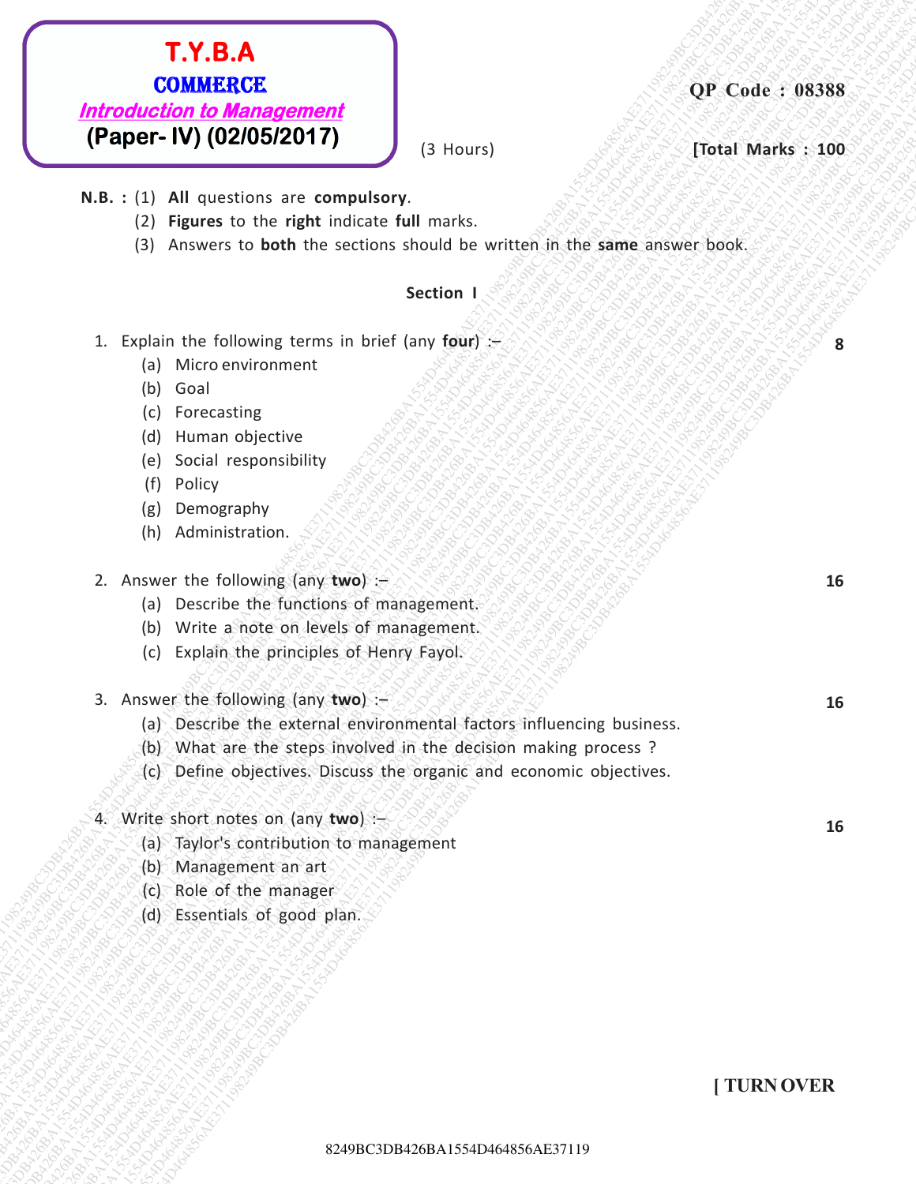# T.Y.B.A
## COMMERCE
***Introduction to Management***
**(Paper- IV) (02/05/2017)**

**QP Code : 08388**

(3 Hours) **[Total Marks : 100**

**N.B. :** (1) **All** questions are **compulsory**.
(2) **Figures** to the **right** indicate **full** marks.
(3) Answers to **both** the sections should be written in the **same** answer book.

### Section I

1. Explain the following terms in brief (any **four**) :– **8**
   (a) Micro environment
   (b) Goal
   (c) Forecasting
   (d) Human objective
   (e) Social responsibility
   (f) Policy
   (g) Demography
   (h) Administration.

2. Answer the following (any **two**) :– **16**
   (a) Describe the functions of management.
   (b) Write a note on levels of management.
   (c) Explain the principles of Henry Fayol.

3. Answer the following (any **two**) :– **16**
   (a) Describe the external environmental factors influencing business.
   (b) What are the steps involved in the decision making process ?
   (c) Define objectives. Discuss the organic and economic objectives.

4. Write short notes on (any **two**) :– **16**
   (a) Taylor's contribution to management
   (b) Management an art
   (c) Role of the manager
   (d) Essentials of good plan.

**[ TURN OVER**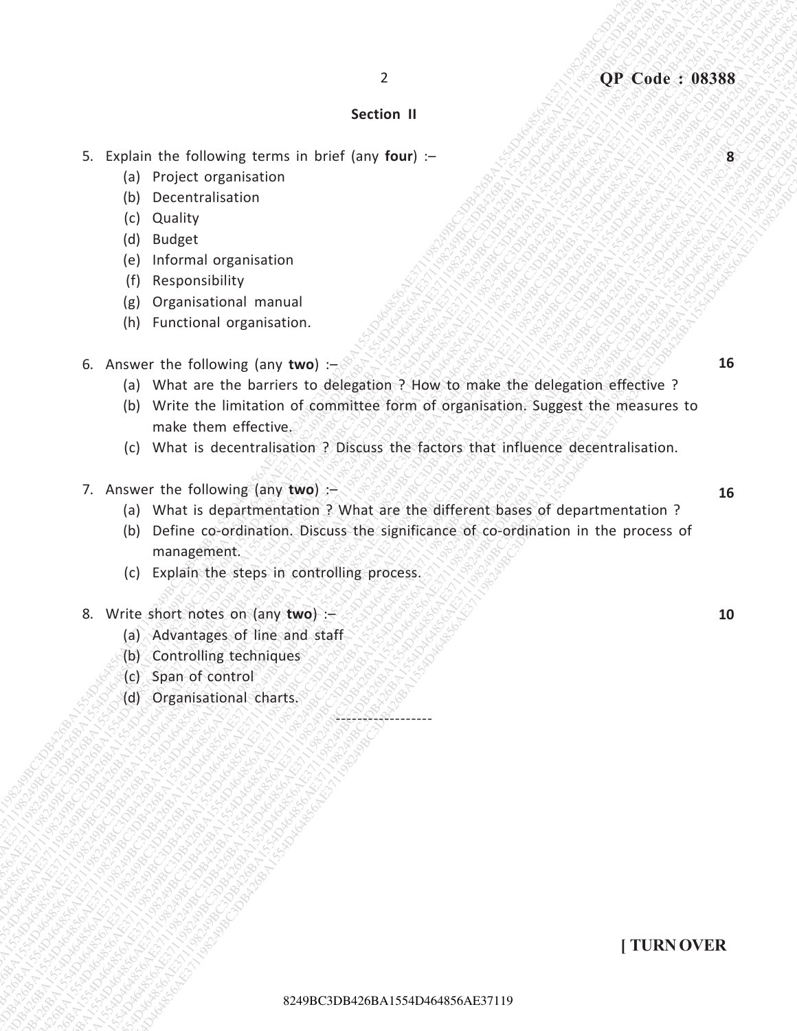## Section II

5. Explain the following terms in brief (any **four**) :– **8**
   - (a) Project organisation
   - (b) Decentralisation
   - (c) Quality
   - (d) Budget
   - (e) Informal organisation
   - (f) Responsibility
   - (g) Organisational manual
   - (h) Functional organisation.

6. Answer the following (any **two**) :– **16**
   - (a) What are the barriers to delegation ? How to make the delegation effective ?
   - (b) Write the limitation of committee form of organisation. Suggest the measures to make them effective.
   - (c) What is decentralisation ? Discuss the factors that influence decentralisation.

7. Answer the following (any **two**) :– **16**
   - (a) What is departmentation ? What are the different bases of departmentation ?
   - (b) Define co-ordination. Discuss the significance of co-ordination in the process of management.
   - (c) Explain the steps in controlling process.

8. Write short notes on (any **two**) :– **10**
   - (a) Advantages of line and staff
   - (b) Controlling techniques
   - (c) Span of control
   - (d) Organisational charts.

------------------

**[ TURN OVER**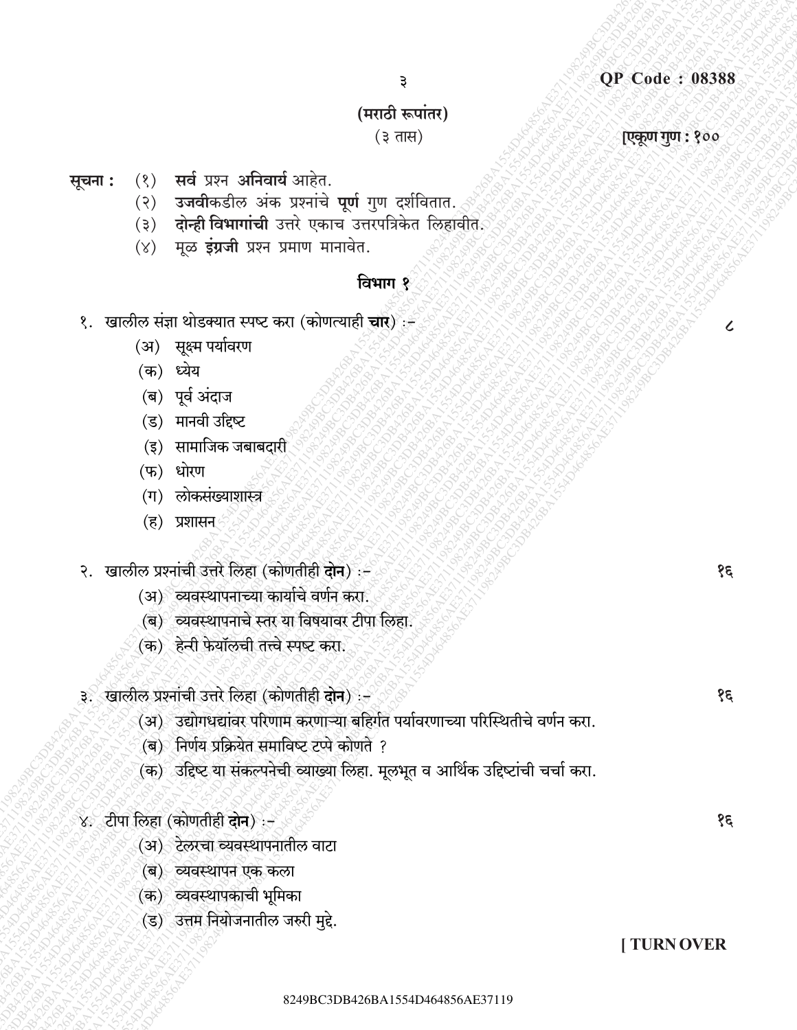QP Code : 08388

## (मराठी रूपांतर)

(३ तास) **[एकूण गुण : १००**

**सूचना :** (१) **सर्व** प्रश्न **अनिवार्य** आहेत.
(२) **उजवी**कडील अंक प्रश्नांचे **पूर्ण** गुण दर्शवितात.
(३) **दोन्ही विभागांची** उत्तरे एकाच उत्तरपत्रिकेत लिहावीत.
(४) मूळ **इंग्रजी** प्रश्न प्रमाण मानावेत.

### विभाग १

१. खालील संज्ञा थोडक्यात स्पष्ट करा (कोणत्याही **चार**) :- ८

(अ) सूक्ष्म पर्यावरण
(क) ध्येय
(ब) पूर्व अंदाज
(ड) मानवी उद्दिष्ट
(इ) सामाजिक जबाबदारी
(फ) धोरण
(ग) लोकसंख्याशास्त्र
(ह) प्रशासन

२. खालील प्रश्नांची उत्तरे लिहा (कोणतीही **दोन**) :- १६

(अ) व्यवस्थापनाच्या कार्याचे वर्णन करा.
(ब) व्यवस्थापनाचे स्तर या विषयावर टीपा लिहा.
(क) हेन्री फेयॉलची तत्त्वे स्पष्ट करा.

३. खालील प्रश्नांची उत्तरे लिहा (कोणतीही **दोन**) :- १६

(अ) उद्योगधद्यांवर परिणाम करणाऱ्या बहिर्गत पर्यावरणाच्या परिस्थितीचे वर्णन करा.
(ब) निर्णय प्रक्रियेत समाविष्ट टप्पे कोणते ?
(क) उद्दिष्ट या संकल्पनेची व्याख्या लिहा. मूलभूत व आर्थिक उद्दिष्टांची चर्चा करा.

४. टीपा लिहा (कोणतीही **दोन**) :- १६

(अ) टेलरचा व्यवस्थापनातील वाटा
(ब) व्यवस्थापन एक कला
(क) व्यवस्थापकाची भूमिका
(ड) उत्तम नियोजनातील जरुरी मुद्दे.

[ TURN OVER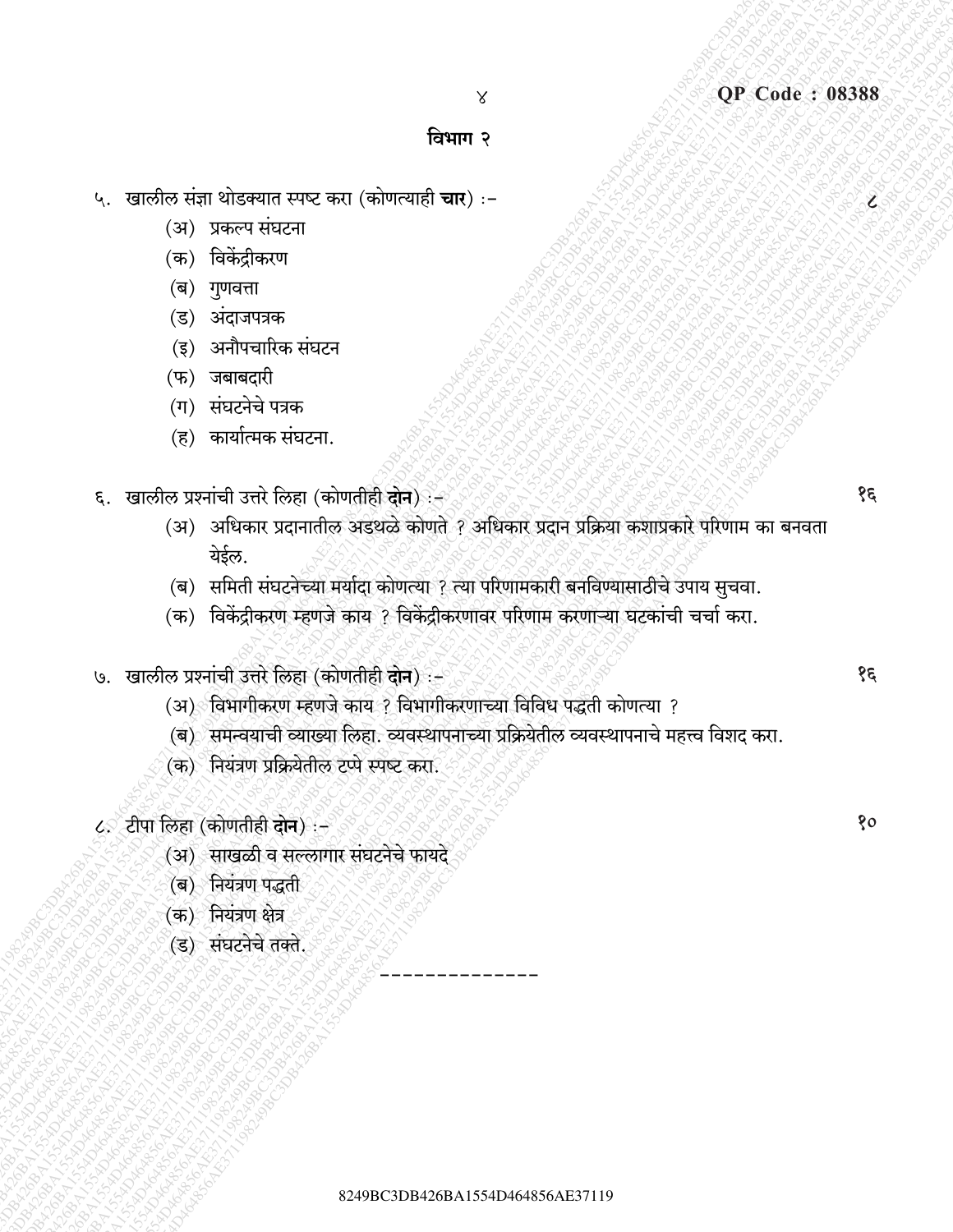## विभाग २

५. खालील संज्ञा थोडक्यात स्पष्ट करा (कोणत्याही **चार**) :- ८

(अ) प्रकल्प संघटना
(क) विकेंद्रीकरण
(ब) गुणवत्ता
(ड) अंदाजपत्रक
(इ) अनौपचारिक संघटन
(फ) जबाबदारी
(ग) संघटनेचे पत्रक
(ह) कार्यात्मक संघटना.

६. खालील प्रश्नांची उत्तरे लिहा (कोणतीही **दोन**) :- १६

(अ) अधिकार प्रदानातील अडथळे कोणते ? अधिकार प्रदान प्रक्रिया कशाप्रकारे परिणाम का बनवता येईल.
(ब) समिती संघटनेच्या मर्यादा कोणत्या ? त्या परिणामकारी बनविण्यासाठीचे उपाय सुचवा.
(क) विकेंद्रीकरण म्हणजे काय ? विकेंद्रीकरणावर परिणाम करणाऱ्या घटकांची चर्चा करा.

७. खालील प्रश्नांची उत्तरे लिहा (कोणतीही **दोन**) :- १६

(अ) विभागीकरण म्हणजे काय ? विभागीकरणाच्या विविध पद्धती कोणत्या ?
(ब) समन्वयाची व्याख्या लिहा. व्यवस्थापनाच्या प्रक्रियेतील व्यवस्थापनाचे महत्त्व विशद करा.
(क) नियंत्रण प्रक्रियेतील टप्पे स्पष्ट करा.

८. टीपा लिहा (कोणतीही **दोन**) :- १०

(अ) साखळी व सल्लागार संघटनेचे फायदे
(ब) नियंत्रण पद्धती
(क) नियंत्रण क्षेत्र
(ड) संघटनेचे तक्ते.

--------------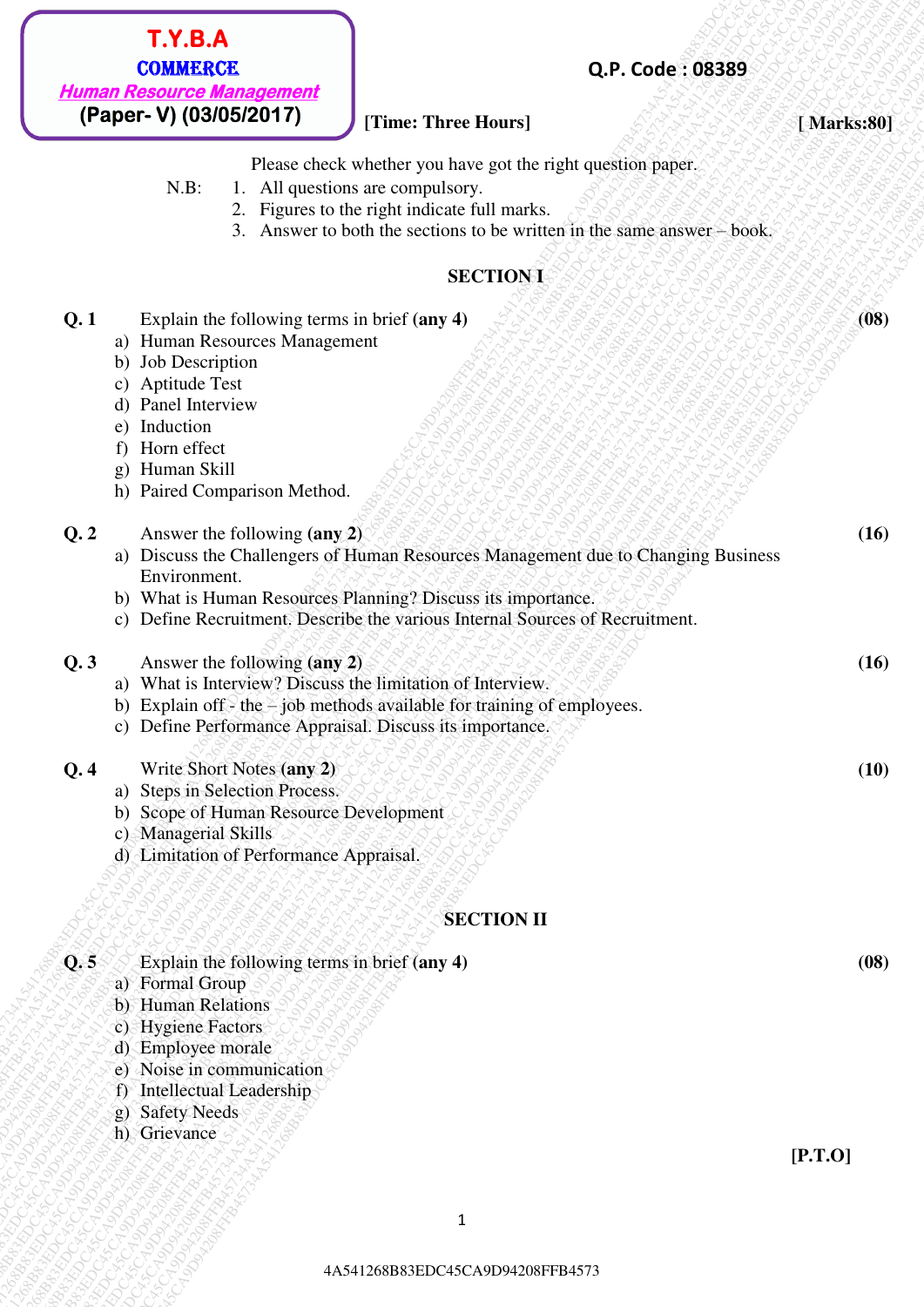**T.Y.B.A**
**COMMERCE**
***Human Resource Management***
**(Paper- V) (03/05/2017)**

**Q.P. Code : 08389**

**[Time: Three Hours]** **[ Marks:80]**

Please check whether you have got the right question paper.

N.B:
1. All questions are compulsory.
2. Figures to the right indicate full marks.
3. Answer to both the sections to be written in the same answer – book.

## SECTION I

**Q. 1** Explain the following terms in brief **(any 4)** **(08)**

a) Human Resources Management
b) Job Description
c) Aptitude Test
d) Panel Interview
e) Induction
f) Horn effect
g) Human Skill
h) Paired Comparison Method.

**Q. 2** Answer the following **(any 2)** **(16)**

a) Discuss the Challengers of Human Resources Management due to Changing Business Environment.
b) What is Human Resources Planning? Discuss its importance.
c) Define Recruitment. Describe the various Internal Sources of Recruitment.

**Q. 3** Answer the following **(any 2)** **(16)**

a) What is Interview? Discuss the limitation of Interview.
b) Explain off - the – job methods available for training of employees.
c) Define Performance Appraisal. Discuss its importance.

**Q. 4** Write Short Notes **(any 2)** **(10)**

a) Steps in Selection Process.
b) Scope of Human Resource Development
c) Managerial Skills
d) Limitation of Performance Appraisal.

## SECTION II

**Q. 5** Explain the following terms in brief **(any 4)** **(08)**

a) Formal Group
b) Human Relations
c) Hygiene Factors
d) Employee morale
e) Noise in communication
f) Intellectual Leadership
g) Safety Needs
h) Grievance

**[P.T.O]**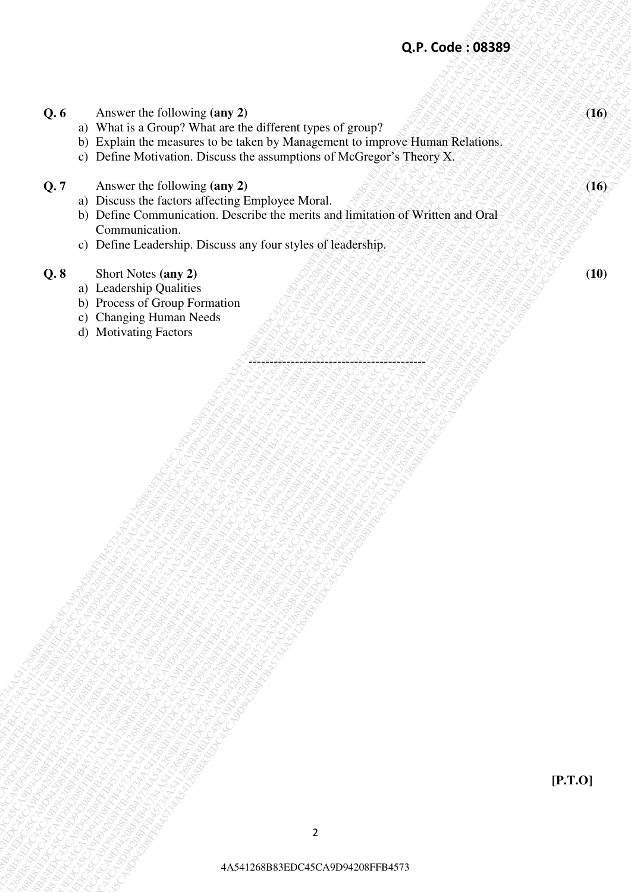**Q. 6** Answer the following **(any 2)** **(16)**

a) What is a Group? What are the different types of group?

b) Explain the measures to be taken by Management to improve Human Relations.

c) Define Motivation. Discuss the assumptions of McGregor's Theory X.

**Q. 7** Answer the following **(any 2)** **(16)**

a) Discuss the factors affecting Employee Moral.

b) Define Communication. Describe the merits and limitation of Written and Oral Communication.

c) Define Leadership. Discuss any four styles of leadership.

**Q. 8** Short Notes **(any 2)** **(10)**

a) Leadership Qualities

b) Process of Group Formation

c) Changing Human Needs

d) Motivating Factors

------------------------------------------

**[P.T.O]**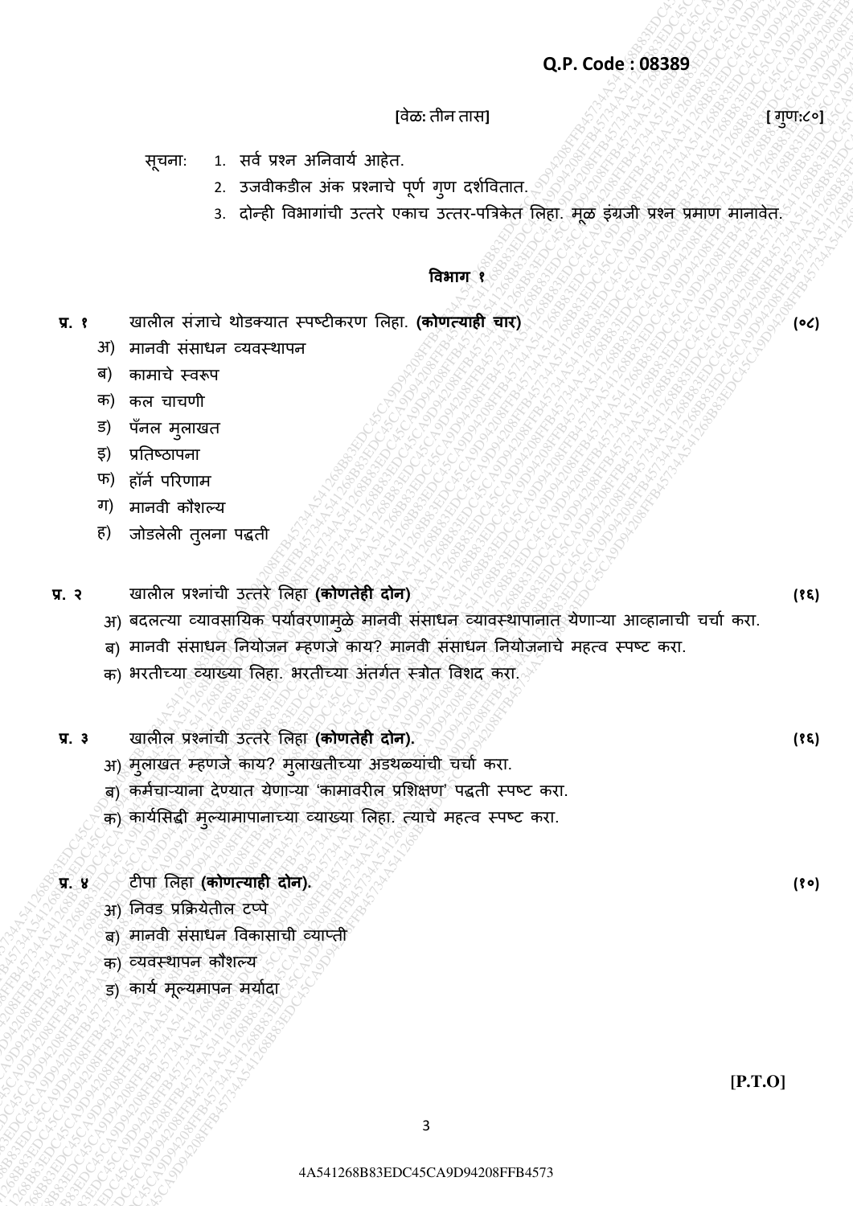**Q.P. Code : 08389**

[वेळ: तीन तास] [ गुण:८०]

सूचना:
1. सर्व प्रश्न अनिवार्य आहेत.
2. उजवीकडील अंक प्रश्नाचे पूर्ण गुण दर्शवितात.
3. दोन्ही विभागांची उत्तरे एकाच उत्तर-पत्रिकेत लिहा. मूळ इंग्रजी प्रश्न प्रमाण मानावेत.

## विभाग १

**प्र. १** खालील संज्ञाचे थोडक्यात स्पष्टीकरण लिहा. **(कोणत्याही चार)** **(०८)**

- अ) मानवी संसाधन व्यवस्थापन
- ब) कामाचे स्वरूप
- क) कल चाचणी
- ड) पॅनल मुलाखत
- इ) प्रतिष्ठापना
- फ) हॉर्न परिणाम
- ग) मानवी कौशल्य
- ह) जोडलेली तुलना पद्धती

**प्र. २** खालील प्रश्नांची उत्तरे लिहा **(कोणतेही दोन)** **(१६)**

- अ) बदलत्या व्यावसायिक पर्यावरणामुळे मानवी संसाधन व्यवस्थापानात येणाऱ्या आव्हानाची चर्चा करा.
- ब) मानवी संसाधन नियोजन म्हणजे काय? मानवी संसाधन नियोजनाचे महत्व स्पष्ट करा.
- क) भरतीच्या व्याख्या लिहा. भरतीच्या अंतर्गत स्त्रोत विशद करा.

**प्र. ३** खालील प्रश्नांची उत्तरे लिहा **(कोणतेही दोन).** **(१६)**

- अ) मुलाखत म्हणजे काय? मुलाखतीच्या अडथळ्यांची चर्चा करा.
- ब) कर्मचाऱ्याना देण्यात येणाऱ्या 'कामावरील प्रशिक्षण' पद्धती स्पष्ट करा.
- क) कार्यसिद्धी मुल्यामापानाच्या व्याख्या लिहा. त्याचे महत्व स्पष्ट करा.

**प्र. ४** टीपा लिहा **(कोणत्याही दोन).** **(१०)**

- अ) निवड प्रक्रियेतील टप्पे
- ब) मानवी संसाधन विकासाची व्याप्ती
- क) व्यवस्थापन कौशल्य
- ड) कार्य मूल्यमापन मर्यादा

**[P.T.O]**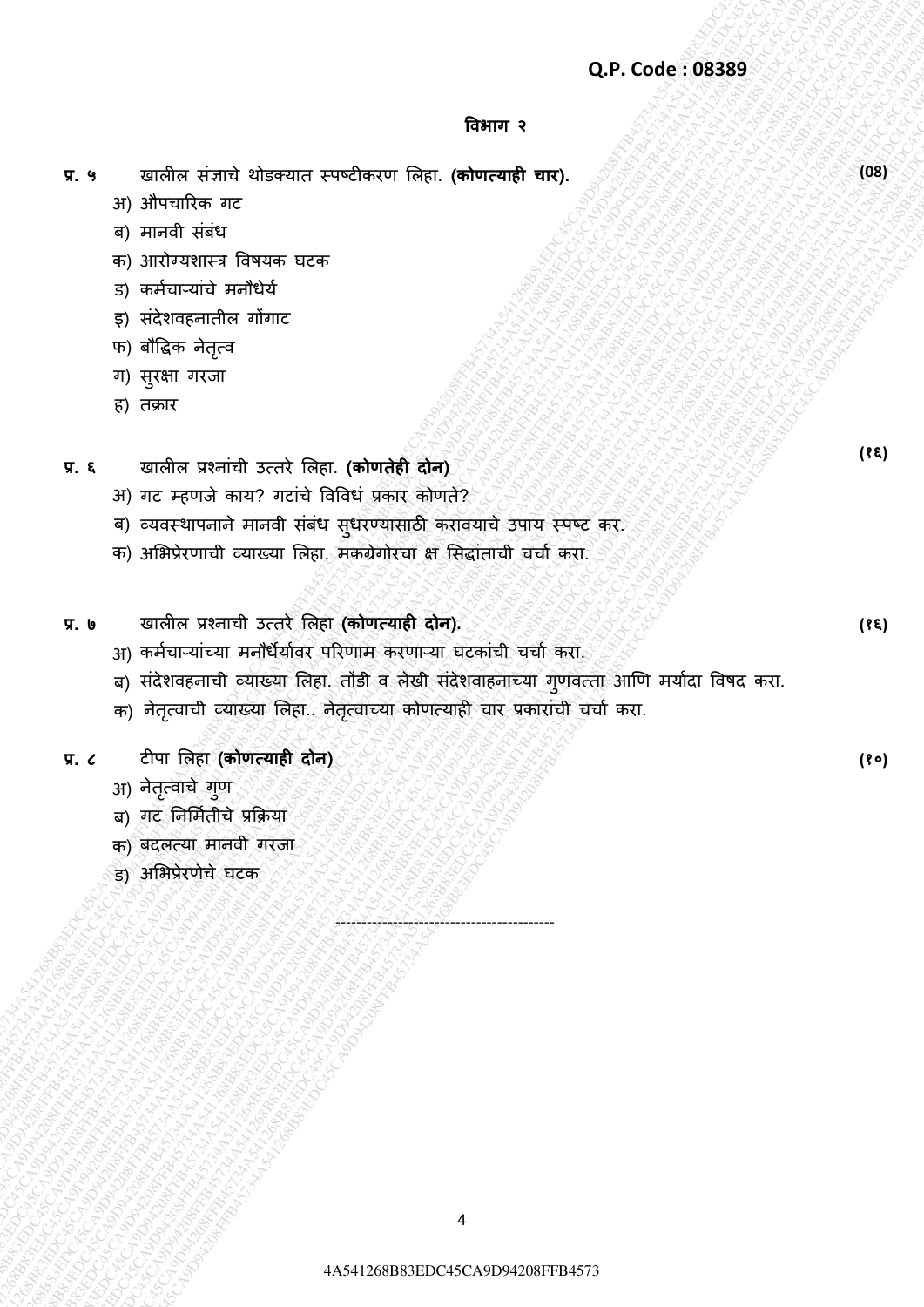Q.P. Code : 08389

## विभाग २

**प्र. ५** खालील संज्ञाचे थोडक्यात स्पष्टीकरण लिहा. **(कोणत्याही चार).** **(08)**

अ) औपचारिक गट

ब) मानवी संबंध

क) आरोग्यशास्त्र विषयक घटक

ड) कर्मचाऱ्यांचे मनौधैर्य

इ) संदेशवहनातील गोंगाट

फ) बौद्धिक नेतृत्व

ग) सुरक्षा गरजा

ह) तक्रार

**प्र. ६** खालील प्रश्नांची उत्तरे लिहा. **(कोणतेही दोन)** **(१६)**

अ) गट म्हणजे काय? गटांचे विविधं प्रकार कोणते?

ब) व्यवस्थापनाने मानवी संबंध सुधरण्यासाठी करावयाचे उपाय स्पष्ट कर.

क) अभिप्रेरणाची व्याख्या लिहा. मकग्रेगोरचा क्ष सिद्धांताची चर्चा करा.

**प्र. ७** खालील प्रश्नाची उत्तरे लिहा **(कोणत्याही दोन).** **(१६)**

अ) कर्मचाऱ्यांच्या मनौधैर्यावर परिणाम करणाऱ्या घटकांची चर्चा करा.

ब) संदेशवहनाची व्याख्या लिहा. तोंडी व लेखी संदेशवाहनाच्या गुणवत्ता आणि मर्यादा विषद करा.

क) नेतृत्वाची व्याख्या लिहा.. नेतृत्वाच्या कोणत्याही चार प्रकारांची चर्चा करा.

**प्र. ८** टीपा लिहा **(कोणत्याही दोन)** **(१०)**

अ) नेतृत्वाचे गुण

ब) गट निर्मितीचे प्रक्रिया

क) बदलत्या मानवी गरजा

ड) अभिप्रेरणेचे घटक

-----------------------------------------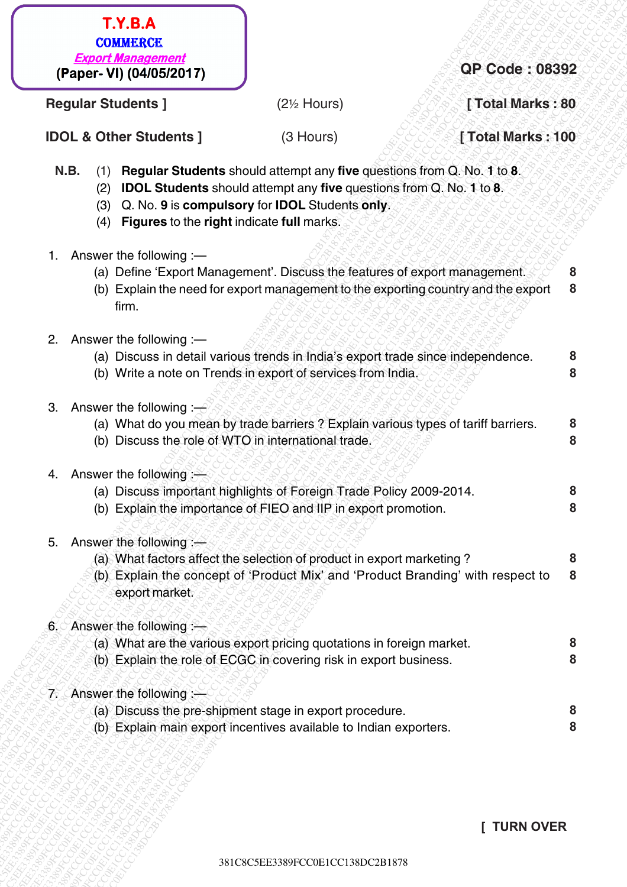**T.Y.B.A**
**COMMERCE**
***Export Management***
**(Paper- VI) (04/05/2017)**

**QP Code : 08392**

| | | |
|---|---|---|
| **Regular Students ]** | (2½ Hours) | **[ Total Marks : 80** |
| **IDOL & Other Students ]** | (3 Hours) | **[ Total Marks : 100** |

**N.B.** (1) **Regular Students** should attempt any **five** questions from Q. No. **1** to **8**.
(2) **IDOL Students** should attempt any **five** questions from Q. No. **1** to **8**.
(3) Q. No. **9** is **compulsory** for **IDOL** Students **only**.
(4) **Figures** to the **right** indicate **full** marks.

1. Answer the following :—
   (a) Define 'Export Management'. Discuss the features of export management. **8**
   (b) Explain the need for export management to the exporting country and the export firm. **8**

2. Answer the following :—
   (a) Discuss in detail various trends in India's export trade since independence. **8**
   (b) Write a note on Trends in export of services from India. **8**

3. Answer the following :—
   (a) What do you mean by trade barriers ? Explain various types of tariff barriers. **8**
   (b) Discuss the role of WTO in international trade. **8**

4. Answer the following :—
   (a) Discuss important highlights of Foreign Trade Policy 2009-2014. **8**
   (b) Explain the importance of FIEO and IIP in export promotion. **8**

5. Answer the following :—
   (a) What factors affect the selection of product in export marketing ? **8**
   (b) Explain the concept of 'Product Mix' and 'Product Branding' with respect to export market. **8**

6. Answer the following :—
   (a) What are the various export pricing quotations in foreign market. **8**
   (b) Explain the role of ECGC in covering risk in export business. **8**

7. Answer the following :—
   (a) Discuss the pre-shipment stage in export procedure. **8**
   (b) Explain main export incentives available to Indian exporters. **8**

**[ TURN OVER**

381C8C5EE3389FCC0E1CC138DC2B1878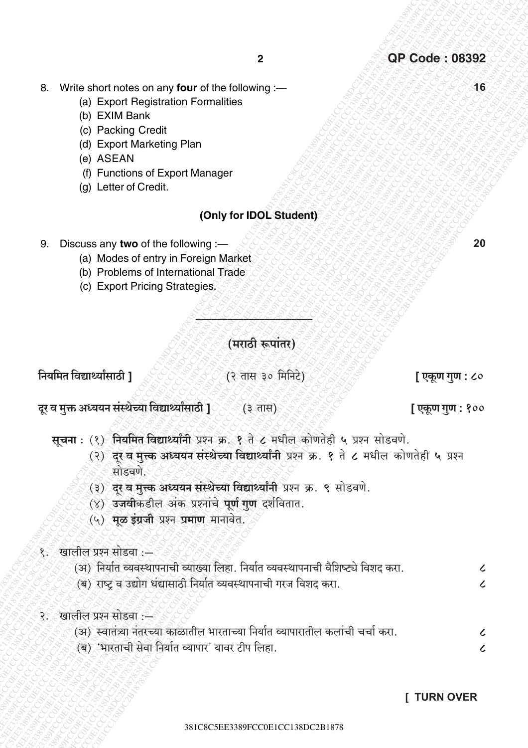8. Write short notes on any **four** of the following :— **16**
   (a) Export Registration Formalities
   (b) EXIM Bank
   (c) Packing Credit
   (d) Export Marketing Plan
   (e) ASEAN
   (f) Functions of Export Manager
   (g) Letter of Credit.

**(Only for IDOL Student)**

9. Discuss any **two** of the following :— **20**
   (a) Modes of entry in Foreign Market
   (b) Problems of International Trade
   (c) Export Pricing Strategies.

---

**(मराठी रूपांतर)**

**नियमित विद्यार्थ्यांसाठी ]** (२ तास ३० मिनिटे) **[ एकूण गुण : ८०**

**दूर व मुक्त अध्ययन संस्थेच्या विद्यार्थ्यांसाठी ]** (३ तास) **[ एकूण गुण : १००**

**सूचना :** (१) **नियमित विद्यार्थ्यांनी** प्रश्न क्र. **१** ते ८ मधील कोणतेही ५ प्रश्न सोडवणे.
(२) **दूर व मुक्त अध्ययन संस्थेच्या विद्यार्थ्यांनी** प्रश्न क्र. **१** ते ८ मधील कोणतेही ५ प्रश्न सोडवणे.
(३) **दूर व मुक्त अध्ययन संस्थेच्या विद्यार्थ्यांनी** प्रश्न क्र. ९ सोडवणे.
(४) **उजवी**कडील अंक प्रश्नांचे **पूर्ण गुण** दर्शवितात.
(५) **मूळ इंग्रजी** प्रश्न **प्रमाण** मानावेत.

१. खालील प्रश्न सोडवा :—
   (अ) निर्यात व्यवस्थापनाची व्याख्या लिहा. निर्यात व्यवस्थापनाची वैशिष्ट्ये विशद करा. ८
   (ब) राष्ट्र व उद्योग धंद्यासाठी निर्यात व्यवस्थापनाची गरज विशद करा. ८

२. खालील प्रश्न सोडवा :—
   (अ) स्वातंत्र्या नंतरच्या काळातील भारताच्या निर्यात व्यापारातील कलांची चर्चा करा. ८
   (ब) 'भारताची सेवा निर्यात व्यापार' यावर टीप लिहा. ८

[ TURN OVER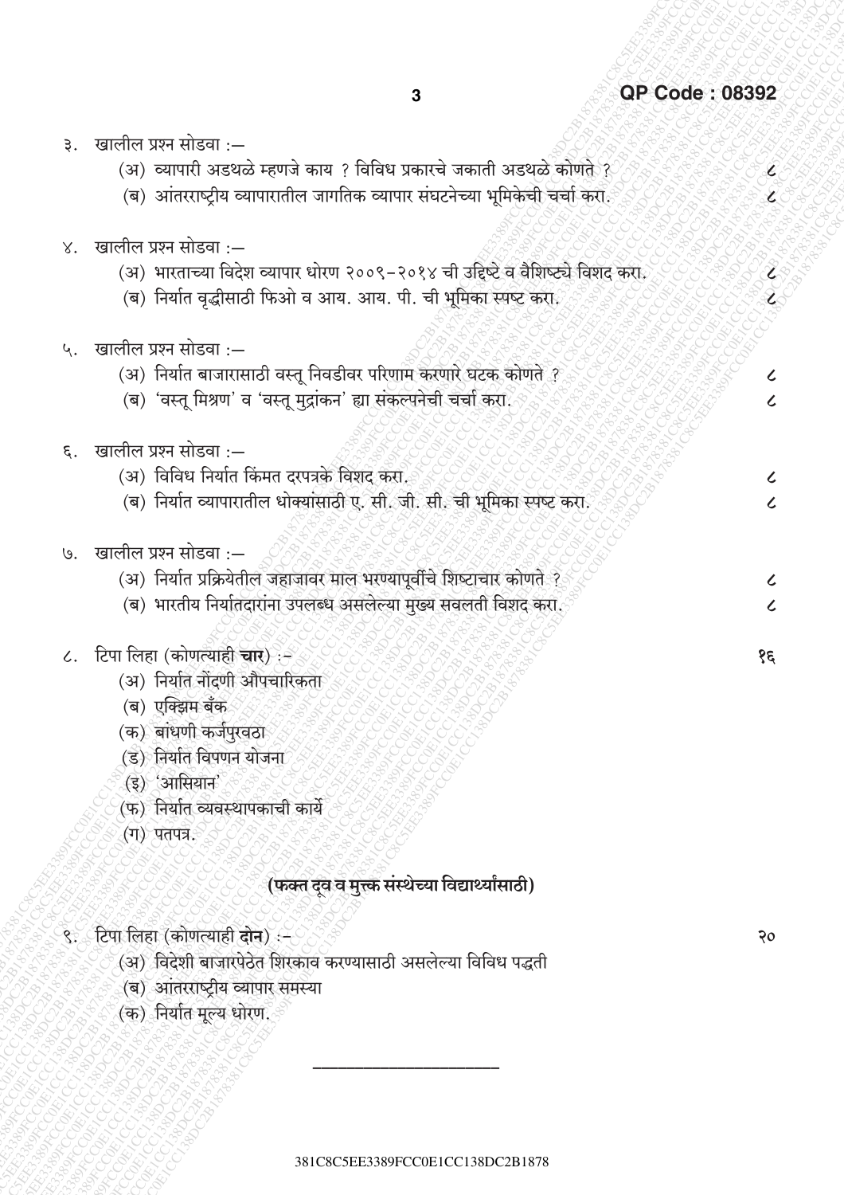३. खालील प्रश्न सोडवा :—

(अ) व्यापारी अडथळे म्हणजे काय ? विविध प्रकारचे जकाती अडथळे कोणते ? — ८

(ब) आंतरराष्ट्रीय व्यापारातील जागतिक व्यापार संघटनेच्या भूमिकेची चर्चा करा. — ८

४. खालील प्रश्न सोडवा :—

(अ) भारताच्या विदेश व्यापार धोरण २००९-२०१४ ची उद्दिष्टे व वैशिष्ट्ये विशद करा. — ८

(ब) निर्यात वृद्धीसाठी फिओ व आय. आय. पी. ची भूमिका स्पष्ट करा. — ८

५. खालील प्रश्न सोडवा :—

(अ) निर्यात बाजारासाठी वस्तू निवडीवर परिणाम करणारे घटक कोणते ? — ८

(ब) 'वस्तू मिश्रण' व 'वस्तू मुद्रांकन' ह्या संकल्पनेची चर्चा करा. — ८

६. खालील प्रश्न सोडवा :—

(अ) विविध निर्यात किंमत दरपत्रके विशद करा. — ८

(ब) निर्यात व्यापारातील धोक्यांसाठी ए. सी. जी. सी. ची भूमिका स्पष्ट करा. — ८

७. खालील प्रश्न सोडवा :—

(अ) निर्यात प्रक्रियेतील जहाजावर माल भरण्यापूर्वीचे शिष्टाचार कोणते ? — ८

(ब) भारतीय निर्यातदारांना उपलब्ध असलेल्या मुख्य सवलती विशद करा. — ८

८. टिपा लिहा (कोणत्याही **चार**) :- — १६

(अ) निर्यात नोंदणी औपचारिकता

(ब) एक्झिम बँक

(क) बांधणी कर्जपुरवठा

(ड) निर्यात विपणन योजना

(इ) 'आसियान'

(फ) निर्यात व्यवस्थापकाची कार्ये

(ग) पतपत्र.

**(फक्त दूव व मुक्त संस्थेच्या विद्यार्थ्यांसाठी)**

९. टिपा लिहा (कोणत्याही **दोन**) :- — २०

(अ) विदेशी बाजारपेठेत शिरकाव करण्यासाठी असलेल्या विविध पद्धती

(ब) आंतरराष्ट्रीय व्यापार समस्या

(क) निर्यात मूल्य धोरण.

---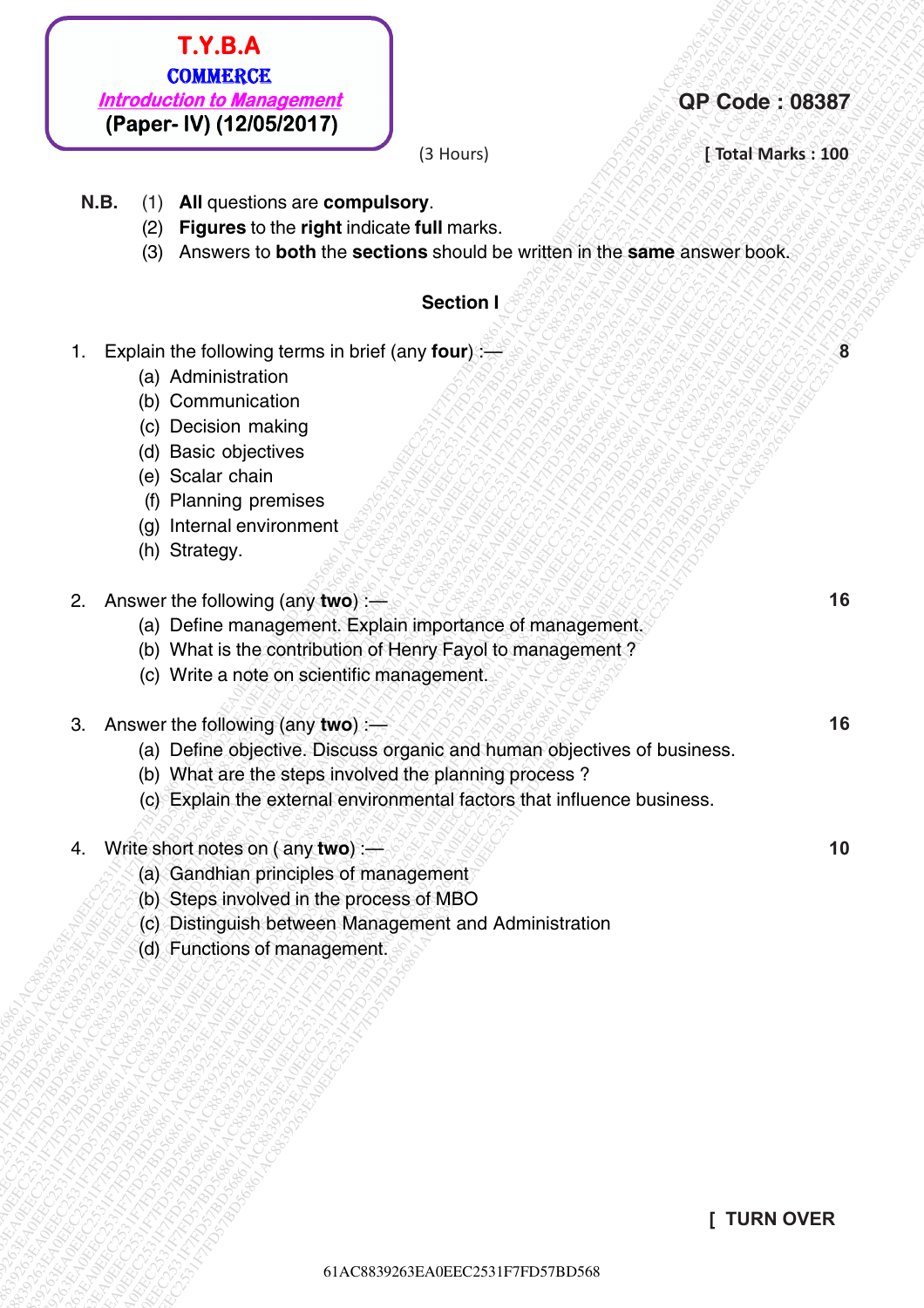**T.Y.B.A**
**COMMERCE**
***Introduction to Management***
**(Paper- IV) (12/05/2017)**

**QP Code : 08387**

(3 Hours) **[ Total Marks : 100**

**N.B.** (1) **All** questions are **compulsory**.
(2) **Figures** to the **right** indicate **full** marks.
(3) Answers to **both** the **sections** should be written in the **same** answer book.

## Section I

1. Explain the following terms in brief (any **four**) :— **8**
   (a) Administration
   (b) Communication
   (c) Decision making
   (d) Basic objectives
   (e) Scalar chain
   (f) Planning premises
   (g) Internal environment
   (h) Strategy.

2. Answer the following (any **two**) :— **16**
   (a) Define management. Explain importance of management.
   (b) What is the contribution of Henry Fayol to management ?
   (c) Write a note on scientific management.

3. Answer the following (any **two**) :— **16**
   (a) Define objective. Discuss organic and human objectives of business.
   (b) What are the steps involved the planning process ?
   (c) Explain the external environmental factors that influence business.

4. Write short notes on ( any **two**) :— **10**
   (a) Gandhian principles of management
   (b) Steps involved in the process of MBO
   (c) Distinguish between Management and Administration
   (d) Functions of management.

**[ TURN OVER**

61AC8839263EA0EEC2531F7FD57BD568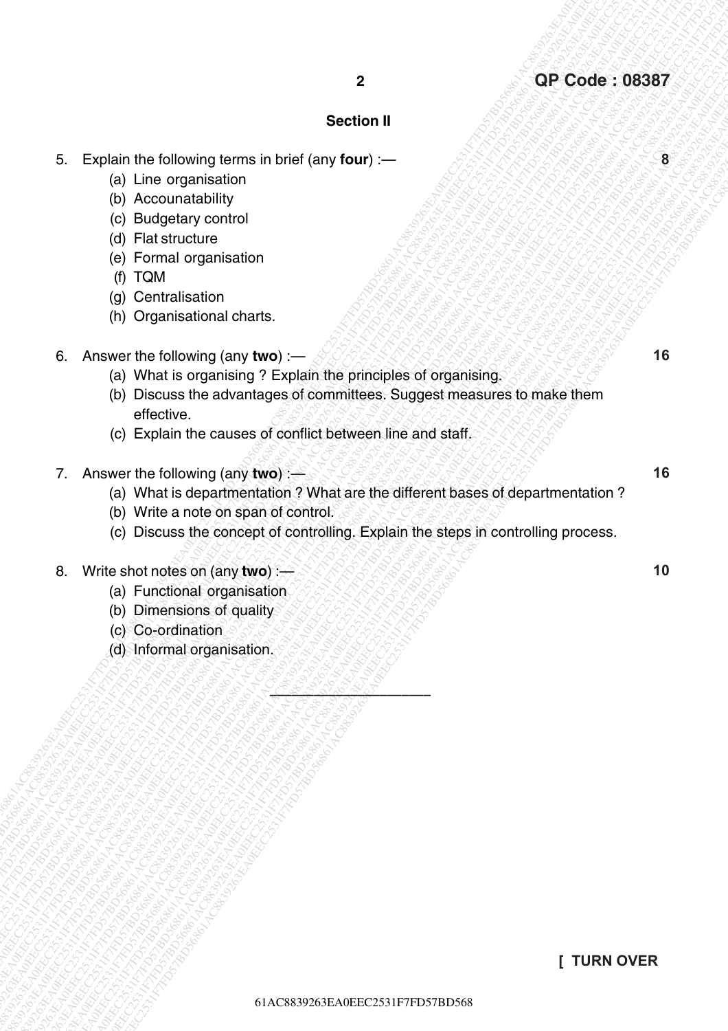## Section II

5. Explain the following terms in brief (any **four**) :— **8**
   - (a) Line organisation
   - (b) Accounatability
   - (c) Budgetary control
   - (d) Flat structure
   - (e) Formal organisation
   - (f) TQM
   - (g) Centralisation
   - (h) Organisational charts.

6. Answer the following (any **two**) :— **16**
   - (a) What is organising ? Explain the principles of organising.
   - (b) Discuss the advantages of committees. Suggest measures to make them effective.
   - (c) Explain the causes of conflict between line and staff.

7. Answer the following (any **two**) :— **16**
   - (a) What is departmentation ? What are the different bases of departmentation ?
   - (b) Write a note on span of control.
   - (c) Discuss the concept of controlling. Explain the steps in controlling process.

8. Write shot notes on (any **two**) :— **10**
   - (a) Functional organisation
   - (b) Dimensions of quality
   - (c) Co-ordination
   - (d) Informal organisation.

---

**[ TURN OVER**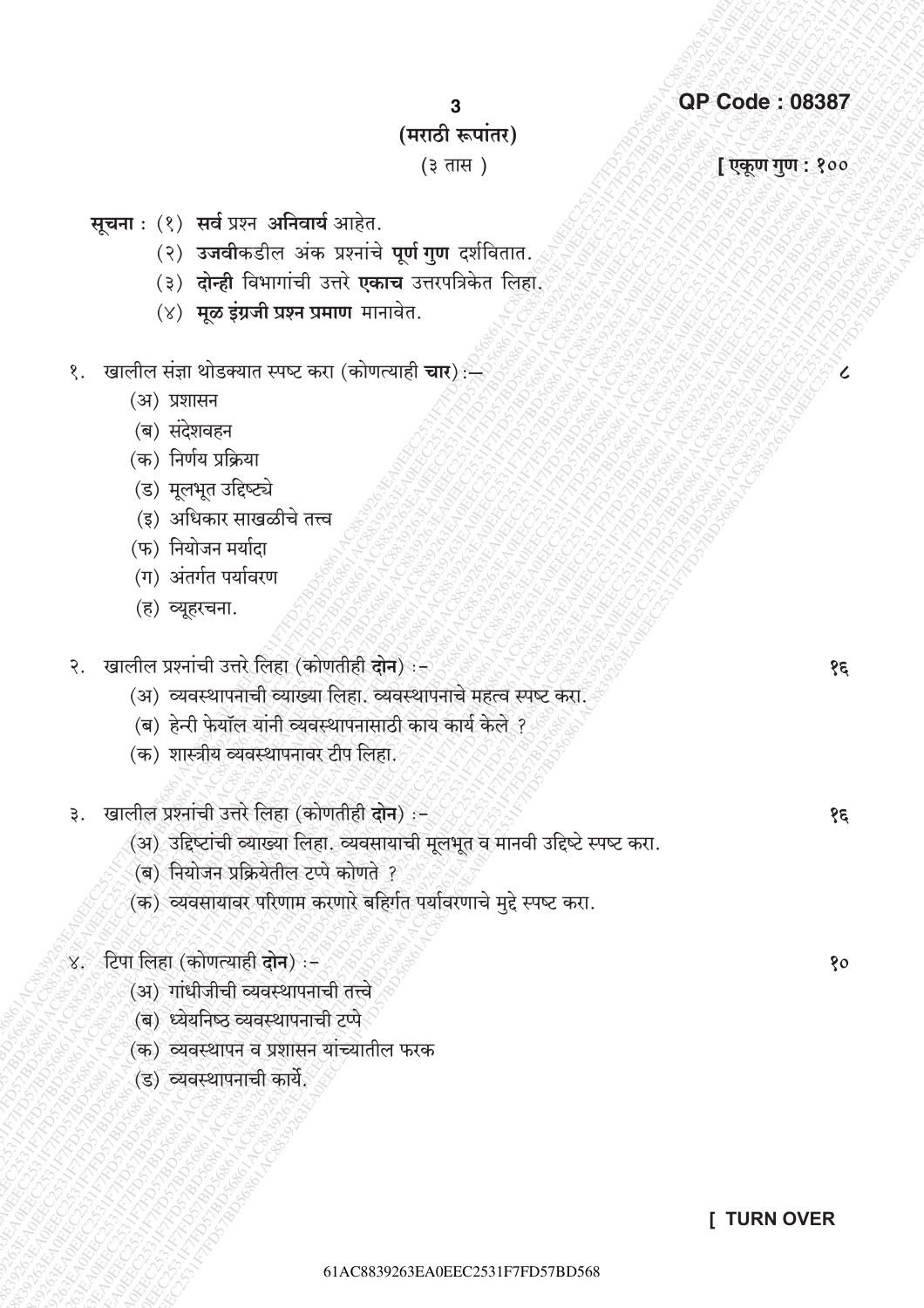QP Code : 08387

(मराठी रूपांतर)

(३ तास)

[ एकूण गुण : १००

**सूचना** : (१) **सर्व** प्रश्न **अनिवार्य** आहेत.
(२) **उजवी**कडील अंक प्रश्नांचे **पूर्ण गुण** दर्शवितात.
(३) **दोन्ही** विभागांची उत्तरे **एकाच** उत्तरपत्रिकेत लिहा.
(४) **मूळ इंग्रजी प्रश्न प्रमाण** मानावेत.

१. खालील संज्ञा थोडक्यात स्पष्ट करा (कोणत्याही **चार**) :— ८

(अ) प्रशासन
(ब) संदेशवहन
(क) निर्णय प्रक्रिया
(ड) मूलभूत उद्दिष्ट्ये
(इ) अधिकार साखळीचे तत्त्व
(फ) नियोजन मर्यादा
(ग) अंतर्गत पर्यावरण
(ह) व्यूहरचना.

२. खालील प्रश्नांची उत्तरे लिहा (कोणतीही **दोन**) :- १६

(अ) व्यवस्थापनाची व्याख्या लिहा. व्यवस्थापनाचे महत्व स्पष्ट करा.
(ब) हेन्री फेयॉल यांनी व्यवस्थापनासाठी काय कार्य केले ?
(क) शास्त्रीय व्यवस्थापनावर टीप लिहा.

३. खालील प्रश्नांची उत्तरे लिहा (कोणतीही **दोन**) :- १६

(अ) उद्दिष्टांची व्याख्या लिहा. व्यवसायाची मूलभूत व मानवी उद्दिष्टे स्पष्ट करा.
(ब) नियोजन प्रक्रियेतील टप्पे कोणते ?
(क) व्यवसायावर परिणाम करणारे बहिर्गत पर्यावरणाचे मुद्दे स्पष्ट करा.

४. टिपा लिहा (कोणत्याही **दोन**) :- १०

(अ) गांधीजीची व्यवस्थापनाची तत्त्वे
(ब) ध्येयनिष्ठ व्यवस्थापनाची टप्पे
(क) व्यवस्थापन व प्रशासन यांच्यातील फरक
(ड) व्यवस्थापनाची कार्ये.

[ TURN OVER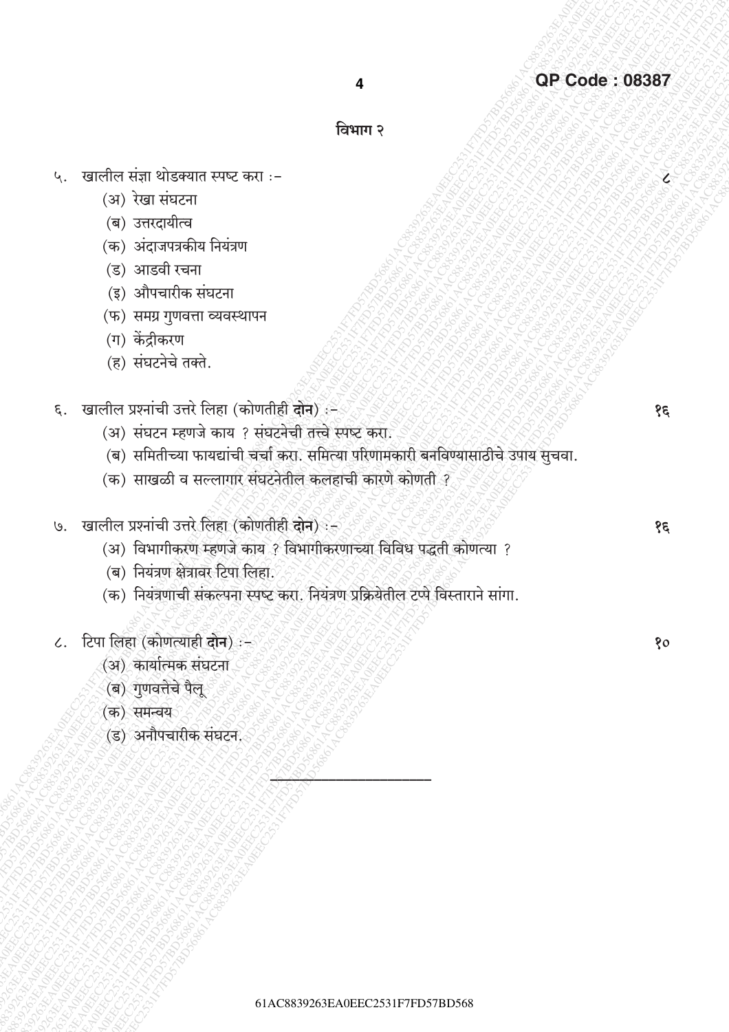## विभाग २

५. खालील संज्ञा थोडक्यात स्पष्ट करा :- ८

(अ) रेखा संघटना
(ब) उत्तरदायीत्व
(क) अंदाजपत्रकीय नियंत्रण
(ड) आडवी रचना
(इ) औपचारीक संघटना
(फ) समग्र गुणवत्ता व्यवस्थापन
(ग) केंद्रीकरण
(ह) संघटनेचे तक्ते.

६. खालील प्रश्नांची उत्तरे लिहा (कोणतीही **दोन**) :- १६

(अ) संघटन म्हणजे काय ? संघटनेची तत्त्वे स्पष्ट करा.
(ब) समितीच्या फायद्यांची चर्चा करा. समित्या परिणामकारी बनविण्यासाठीचे उपाय सुचवा.
(क) साखळी व सल्लागार संघटनेतील कलहाची कारणे कोणती ?

७. खालील प्रश्नांची उत्तरे लिहा (कोणतीही **दोन**) :- १६

(अ) विभागीकरण म्हणजे काय ? विभागीकरणाच्या विविध पद्धती कोणत्या ?
(ब) नियंत्रण क्षेत्रावर टिपा लिहा.
(क) नियंत्रणाची संकल्पना स्पष्ट करा. नियंत्रण प्रक्रियेतील टप्पे विस्ताराने सांगा.

८. टिपा लिहा (कोणत्याही **दोन**) :- १०

(अ) कार्यात्मक संघटना
(ब) गुणवत्तेचे पैलू
(क) समन्वय
(ड) अनौपचारीक संघटन.

---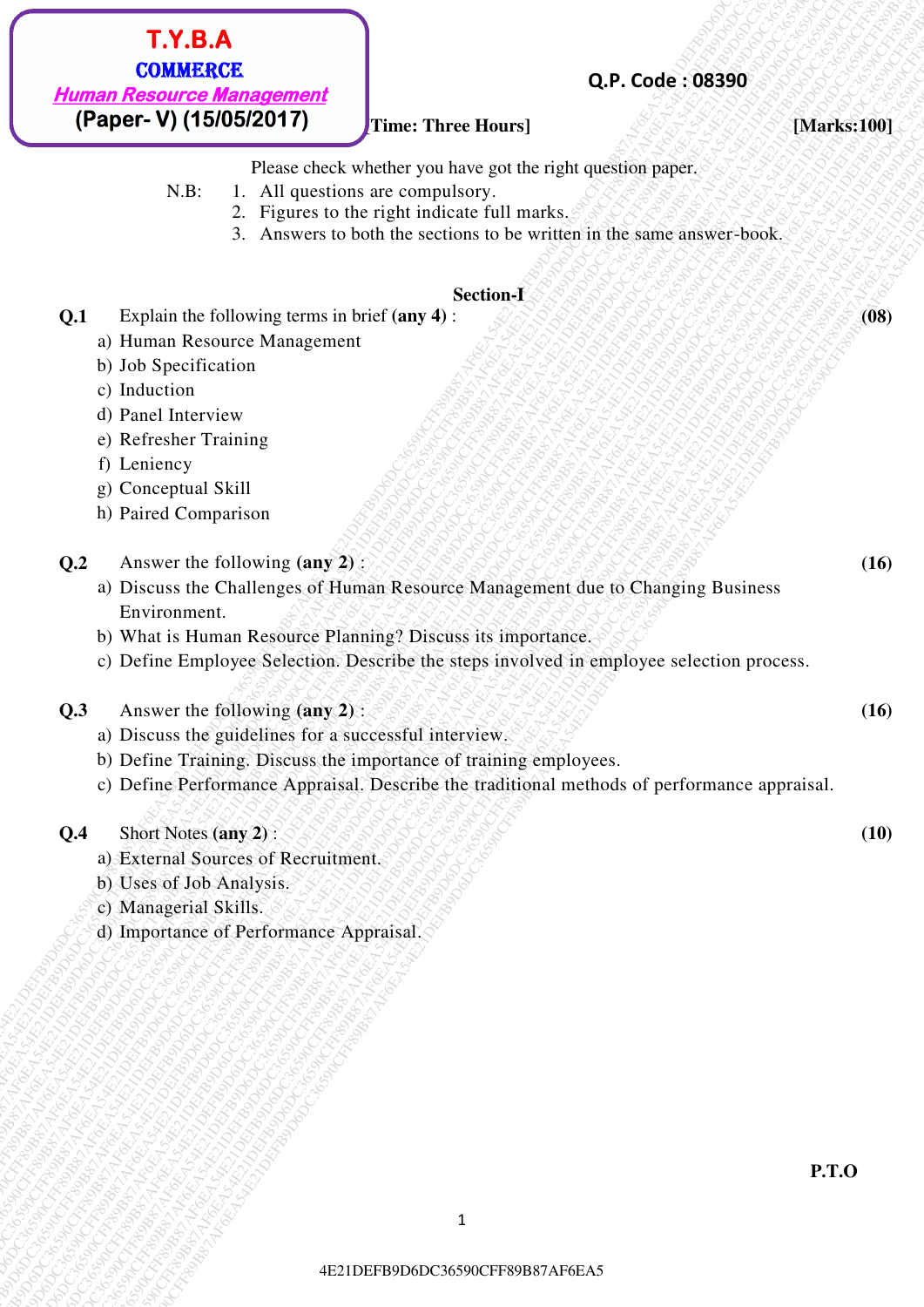**T.Y.B.A**
**COMMERCE**
***Human Resource Management***
**(Paper- V) (15/05/2017)**

**Q.P. Code : 08390**

**[Time: Three Hours]** **[Marks:100]**

Please check whether you have got the right question paper.

N.B:
1. All questions are compulsory.
2. Figures to the right indicate full marks.
3. Answers to both the sections to be written in the same answer-book.

## Section-I

**Q.1** Explain the following terms in brief **(any 4)** : **(08)**

a) Human Resource Management
b) Job Specification
c) Induction
d) Panel Interview
e) Refresher Training
f) Leniency
g) Conceptual Skill
h) Paired Comparison

**Q.2** Answer the following **(any 2)** : **(16)**

a) Discuss the Challenges of Human Resource Management due to Changing Business Environment.
b) What is Human Resource Planning? Discuss its importance.
c) Define Employee Selection. Describe the steps involved in employee selection process.

**Q.3** Answer the following **(any 2)** : **(16)**

a) Discuss the guidelines for a successful interview.
b) Define Training. Discuss the importance of training employees.
c) Define Performance Appraisal. Describe the traditional methods of performance appraisal.

**Q.4** Short Notes **(any 2)** : **(10)**

a) External Sources of Recruitment.
b) Uses of Job Analysis.
c) Managerial Skills.
d) Importance of Performance Appraisal.

**P.T.O**

4E21DEFB9D6DC36590CFF89B87AF6EA5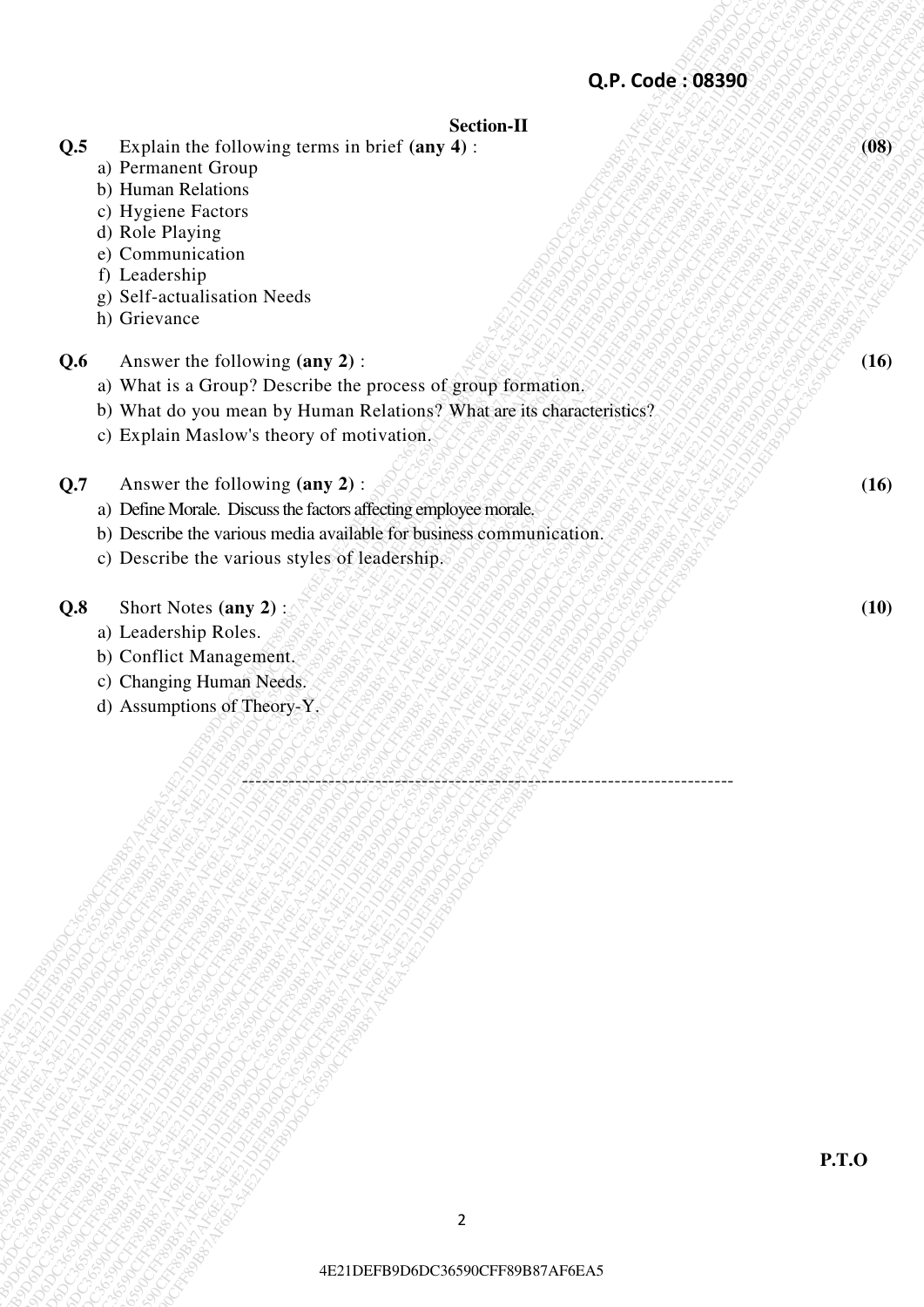Q.P. Code : 08390

## Section-II

**Q.5** Explain the following terms in brief **(any 4)** : **(08)**

a) Permanent Group
b) Human Relations
c) Hygiene Factors
d) Role Playing
e) Communication
f) Leadership
g) Self-actualisation Needs
h) Grievance

**Q.6** Answer the following **(any 2)** : **(16)**

a) What is a Group? Describe the process of group formation.
b) What do you mean by Human Relations? What are its characteristics?
c) Explain Maslow's theory of motivation.

**Q.7** Answer the following **(any 2)** : **(16)**

a) Define Morale. Discuss the factors affecting employee morale.
b) Describe the various media available for business communication.
c) Describe the various styles of leadership.

**Q.8** Short Notes **(any 2)** : **(10)**

a) Leadership Roles.
b) Conflict Management.
c) Changing Human Needs.
d) Assumptions of Theory-Y.

---

**P.T.O**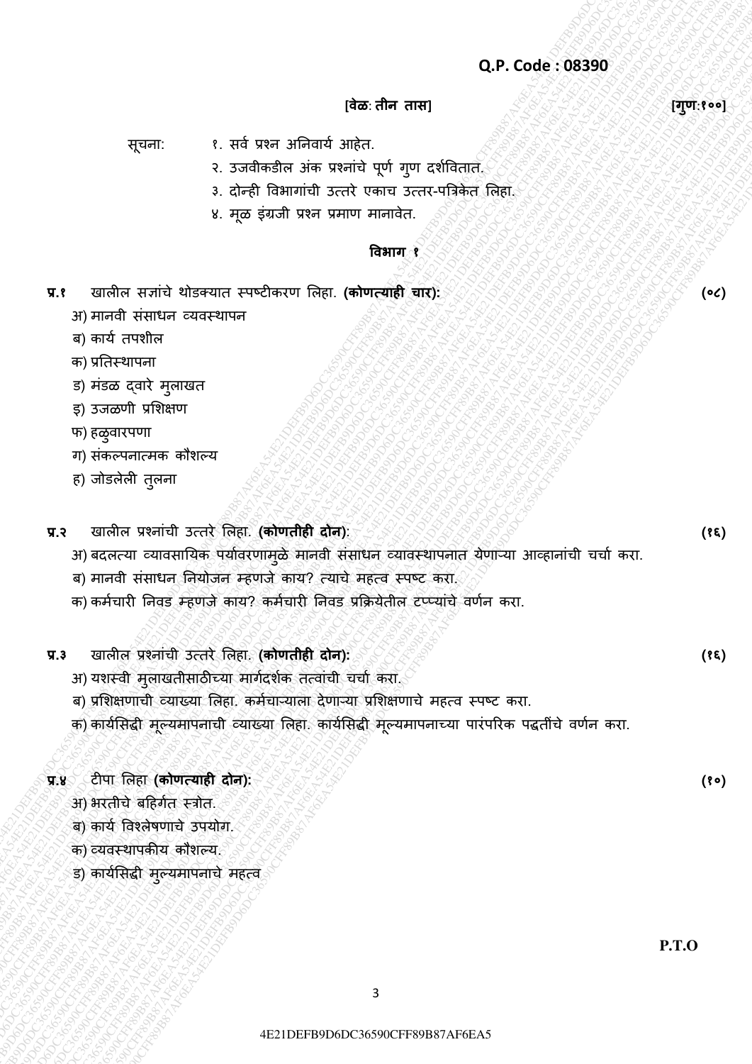**Q.P. Code : 08390**

**[वेळ: तीन तास]** **[गुण:१००]**

सूचना:
१. सर्व प्रश्न अनिवार्य आहेत.
२. उजवीकडील अंक प्रश्नांचे पूर्ण गुण दर्शवितात.
३. दोन्ही विभागांची उत्तरे एकाच उत्तर-पत्रिकेत लिहा.
४. मूळ इंग्रजी प्रश्न प्रमाण मानावेत.

## विभाग १

**प्र.१** खालील सज्ञांचे थोडक्यात स्पष्टीकरण लिहा. **(कोणत्याही चार):** **(०८)**

अ) मानवी संसाधन व्यवस्थापन
ब) कार्य तपशील
क) प्रतिस्थापना
ड) मंडळ द्वारे मुलाखत
इ) उजळणी प्रशिक्षण
फ) हळुवारपणा
ग) संकल्पनात्मक कौशल्य
ह) जोडलेली तुलना

**प्र.२** खालील प्रश्नांची उत्तरे लिहा. **(कोणतीही दोन)**: **(१६)**

अ) बदलत्या व्यावसायिक पर्यावरणामुळे मानवी संसाधन व्यवस्थापनात येणाऱ्या आव्हानांची चर्चा करा.
ब) मानवी संसाधन नियोजन म्हणजे काय? त्याचे महत्व स्पष्ट करा.
क) कर्मचारी निवड म्हणजे काय? कर्मचारी निवड प्रक्रियेतील टप्प्यांचे वर्णन करा.

**प्र.३** खालील प्रश्नांची उत्तरे लिहा. **(कोणतीही दोन):** **(१६)**

अ) यशस्वी मुलाखतीसाठीच्या मार्गदर्शक तत्वांची चर्चा करा.
ब) प्रशिक्षणाची व्याख्या लिहा. कर्मचाऱ्याला देणाऱ्या प्रशिक्षणाचे महत्व स्पष्ट करा.
क) कार्यसिद्धी मूल्यमापनाची व्याख्या लिहा. कार्यसिद्धी मूल्यमापनाच्या पारंपरिक पद्धतींचे वर्णन करा.

**प्र.४** टीपा लिहा **(कोणत्याही दोन):** **(१०)**

अ) भरतीचे बहिर्गत स्त्रोत.
ब) कार्य विश्लेषणाचे उपयोग.
क) व्यवस्थापकीय कौशल्य.
ड) कार्यसिद्धी मुल्यमापनाचे महत्व

**P.T.O**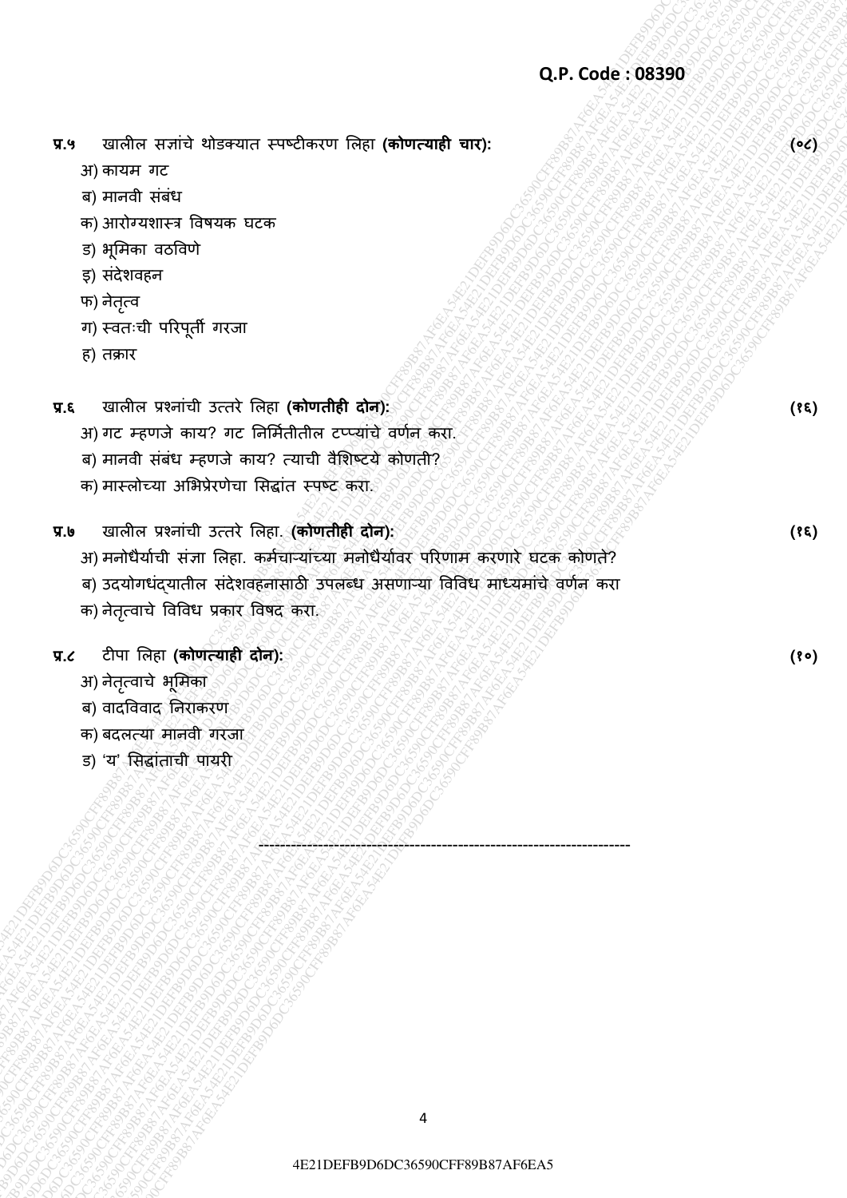**प्र.५** खालील सज्ञांचे थोडक्यात स्पष्टीकरण लिहा **(कोणत्याही चार):** **(०८)**

अ) कायम गट

ब) मानवी संबंध

क) आरोग्यशास्त्र विषयक घटक

ड) भूमिका वठविणे

इ) संदेशवहन

फ) नेतृत्व

ग) स्वतःची परिपूर्ती गरजा

ह) तक्रार

**प्र.६** खालील प्रश्नांची उत्तरे लिहा **(कोणतीही दोन):** **(१६)**

अ) गट म्हणजे काय? गट निर्मितीतील टप्प्यांचे वर्णन करा.

ब) मानवी संबंध म्हणजे काय? त्याची वैशिष्टये कोणती?

क) मास्लोच्या अभिप्रेरणेचा सिद्धांत स्पष्ट करा.

**प्र.७** खालील प्रश्नांची उत्तरे लिहा. **(कोणतीही दोन):** **(१६)**

अ) मनोधैर्याची संज्ञा लिहा. कर्मचाऱ्यांच्या मनोधैर्यावर परिणाम करणारे घटक कोणते?

ब) उदयोगधंद्यातील संदेशवहनासाठी उपलब्ध असणाऱ्या विविध माध्यमांचे वर्णन करा

क) नेतृत्वाचे विविध प्रकार विषद करा.

**प्र.८** टीपा लिहा **(कोणत्याही दोन):** **(१०)**

अ) नेतृत्वाचे भूमिका

ब) वादविवाद निराकरण

क) बदलत्या मानवी गरजा

ड) 'य' सिद्धांताची पायरी

---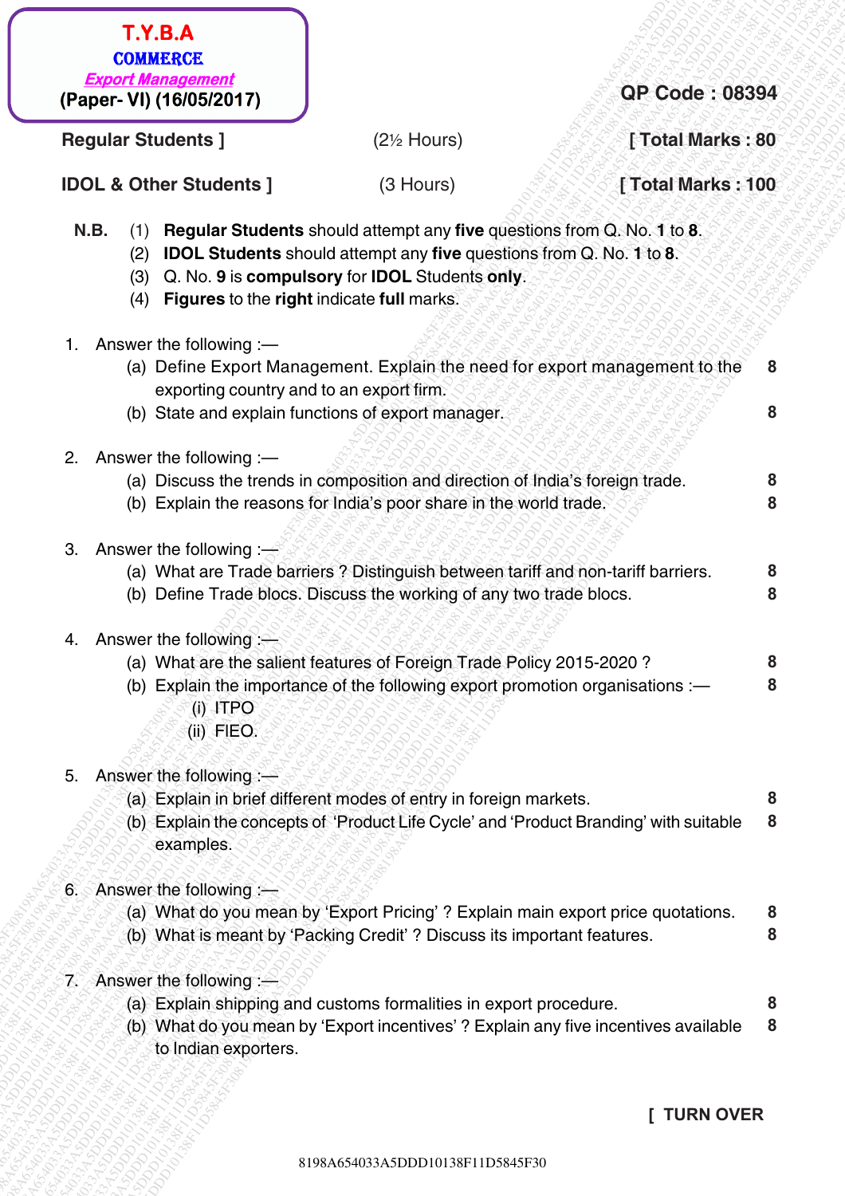**T.Y.B.A**
**COMMERCE**
***Export Management***
**(Paper- VI) (16/05/2017)**

**QP Code : 08394**

| | | |
|---|---|---|
| **Regular Students ]** | (2½ Hours) | **[ Total Marks : 80** |
| **IDOL & Other Students ]** | (3 Hours) | **[ Total Marks : 100** |

**N.B.** (1) **Regular Students** should attempt any **five** questions from Q. No. **1** to **8**.
(2) **IDOL Students** should attempt any **five** questions from Q. No. **1** to **8**.
(3) Q. No. **9** is **compulsory** for **IDOL** Students **only**.
(4) **Figures** to the **right** indicate **full** marks.

1. Answer the following :—
   (a) Define Export Management. Explain the need for export management to the exporting country and to an export firm. **8**
   (b) State and explain functions of export manager. **8**

2. Answer the following :—
   (a) Discuss the trends in composition and direction of India's foreign trade. **8**
   (b) Explain the reasons for India's poor share in the world trade. **8**

3. Answer the following :—
   (a) What are Trade barriers ? Distinguish between tariff and non-tariff barriers. **8**
   (b) Define Trade blocs. Discuss the working of any two trade blocs. **8**

4. Answer the following :—
   (a) What are the salient features of Foreign Trade Policy 2015-2020 ? **8**
   (b) Explain the importance of the following export promotion organisations :— **8**
      (i) ITPO
      (ii) FIEO.

5. Answer the following :—
   (a) Explain in brief different modes of entry in foreign markets. **8**
   (b) Explain the concepts of 'Product Life Cycle' and 'Product Branding' with suitable examples. **8**

6. Answer the following :—
   (a) What do you mean by 'Export Pricing' ? Explain main export price quotations. **8**
   (b) What is meant by 'Packing Credit' ? Discuss its important features. **8**

7. Answer the following :—
   (a) Explain shipping and customs formalities in export procedure. **8**
   (b) What do you mean by 'Export incentives' ? Explain any five incentives available to Indian exporters. **8**

**[ TURN OVER**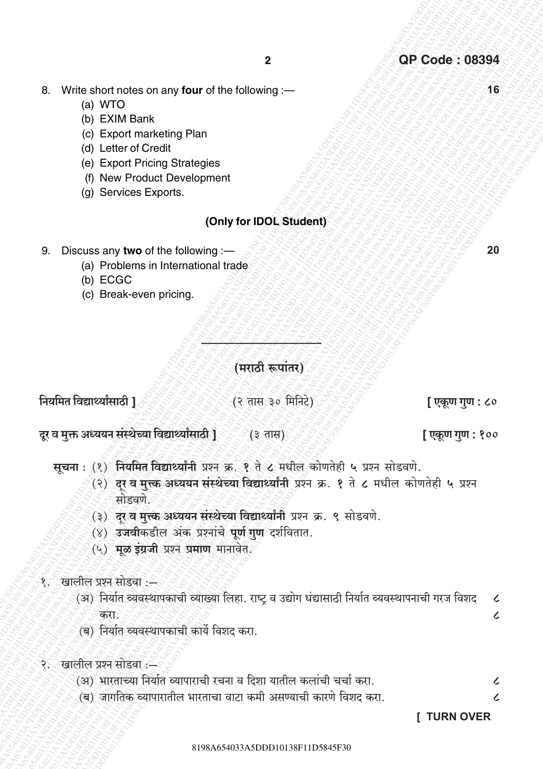8. Write short notes on any **four** of the following :— **16**
   (a) WTO
   (b) EXIM Bank
   (c) Export marketing Plan
   (d) Letter of Credit
   (e) Export Pricing Strategies
   (f) New Product Development
   (g) Services Exports.

**(Only for IDOL Student)**

9. Discuss any **two** of the following :— **20**
   (a) Problems in International trade
   (b) ECGC
   (c) Break-even pricing.

---

**(मराठी रूपांतर)**

**नियमित विद्यार्थ्यांसाठी ]** (२ तास ३० मिनिटे) **[ एकूण गुण : ८०**

**दूर व मुक्त अध्ययन संस्थेच्या विद्यार्थ्यांसाठी ]** (३ तास) **[ एकूण गुण : १००**

**सूचना :** (१) **नियमित विद्यार्थ्यांनी** प्रश्न क्र. **१** ते ८ मधील कोणतेही ५ प्रश्न सोडवणे.
(२) **दूर व मुक्त अध्ययन संस्थेच्या विद्यार्थ्यांनी** प्रश्न क्र. **१** ते ८ मधील कोणतेही ५ प्रश्न सोडवणे.
(३) **दूर व मुक्त अध्ययन संस्थेच्या विद्यार्थ्यांनी** प्रश्न क्र. ९ सोडवणे.
(४) **उजवीकडील** अंक प्रश्नांचे **पूर्ण गुण** दर्शवितात.
(५) **मूळ इंग्रजी** प्रश्न **प्रमाण** मानावेत.

१. खालील प्रश्न सोडवा :—
   (अ) निर्यात व्यवस्थापकाची व्याख्या लिहा. राष्ट्र व उद्योग धंद्यासाठी निर्यात व्यवस्थापनाची गरज विशद करा. ८
   (ब) निर्यात व्यवस्थापकाची कार्ये विशद करा. ८

२. खालील प्रश्न सोडवा :—
   (अ) भारताच्या निर्यात व्यापाराची रचना व दिशा यातील कलांची चर्चा करा. ८
   (ब) जागतिक व्यापारातील भारताचा वाटा कमी असण्याची कारणे विशद करा. ८

**[ TURN OVER**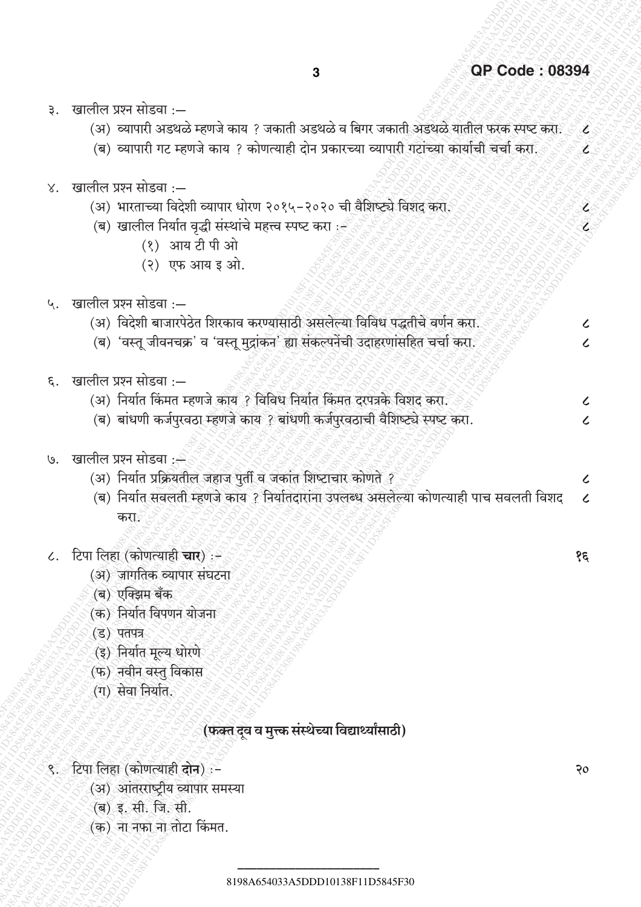३. खालील प्रश्न सोडवा :—

(अ) व्यापारी अडथळे म्हणजे काय ? जकाती अडथळे व बिगर जकाती अडथळे यातील फरक स्पष्ट करा. ८

(ब) व्यापारी गट म्हणजे काय ? कोणत्याही दोन प्रकारच्या व्यापारी गटांच्या कार्याची चर्चा करा. ८

४. खालील प्रश्न सोडवा :—

(अ) भारताच्या विदेशी व्यापार धोरण २०१५-२०२० ची वैशिष्ट्ये विशद करा. ८

(ब) खालील निर्यात वृद्धी संस्थांचे महत्त्व स्पष्ट करा :- ८

(१) आय टी पी ओ

(२) एफ आय इ ओ.

५. खालील प्रश्न सोडवा :—

(अ) विदेशी बाजारपेठेत शिरकाव करण्यासाठी असलेल्या विविध पद्धतीचे वर्णन करा. ८

(ब) 'वस्तू जीवनचक्र' व 'वस्तू मुद्रांकन' ह्या संकल्पनेंची उदाहरणांसहित चर्चा करा. ८

६. खालील प्रश्न सोडवा :—

(अ) निर्यात किंमत म्हणजे काय ? विविध निर्यात किंमत दरपत्रके विशद करा. ८

(ब) बांधणी कर्जपुरवठा म्हणजे काय ? बांधणी कर्जपुरवठाची वैशिष्ट्ये स्पष्ट करा. ८

७. खालील प्रश्न सोडवा :—

(अ) निर्यात प्रक्रियेतील जहाज पुर्ती व जकांत शिष्टाचार कोणते ? ८

(ब) निर्यात सवलती म्हणजे काय ? निर्यातदारांना उपलब्ध असलेल्या कोणत्याही पाच सवलती विशद करा. ८

८. टिपा लिहा (कोणत्याही **चार**) :- १६

(अ) जागतिक व्यापार संघटना

(ब) एक्झिम बँक

(क) निर्यात विपणन योजना

(ड) पतपत्र

(इ) निर्यात मूल्य धोरणे

(फ) नवीन वस्तु विकास

(ग) सेवा निर्यात.

**(फक्त दूव व मुक्त संस्थेच्या विद्यार्थ्यांसाठी)**

९. टिपा लिहा (कोणत्याही **दोन**) :- २०

(अ) आंतरराष्ट्रीय व्यापार समस्या

(ब) इ. सी. जि. सी.

(क) ना नफा ना तोटा किंमत.

---